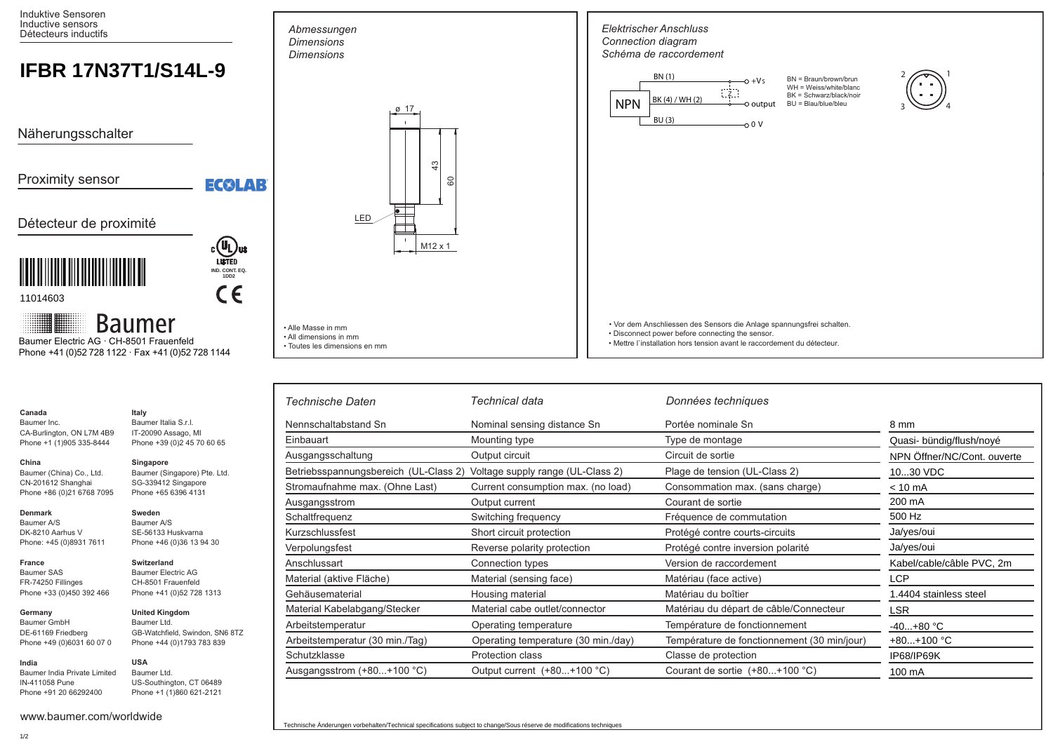Induktive Sensoren
Inductive sensors
Détecteurs inductifs

# IFBR 17N37T1/S14L-9

Näherungsschalter

Proximity sensor

Détecteur de proximité

ECOLAB

c UL us LISTED IND. CONT. EQ. 1DD2

CE

11014603

Baumer

Baumer Electric AG · CH-8501 Frauenfeld
Phone +41 (0)52 728 1122 · Fax +41 (0)52 728 1144

## *Abmessungen*
## *Dimensions*
## *Dimensions*

ø 17

43

60

LED

M12 x 1

- Alle Masse in mm
- All dimensions in mm
- Toutes les dimensions en mm

## *Elektrischer Anschluss*
## *Connection diagram*
## *Schéma de raccordement*

NPN

BN (1) — +Vs

BK (4) / WH (2) — Z — output

BU (3) — 0 V

BN = Braun/brown/brun
WH = Weiss/white/blanc
BK = Schwarz/black/noir
BU = Blau/blue/bleu

1 2 3 4

- Vor dem Anschliessen des Sensors die Anlage spannungsfrei schalten.
- Disconnect power before connecting the sensor.
- Mettre l'installation hors tension avant le raccordement du détecteur.

| *Technische Daten* | *Technical data* | *Données techniques* | |
|---|---|---|---|
| Nennschaltabstand Sn | Nominal sensing distance Sn | Portée nominale Sn | 8 mm |
| Einbauart | Mounting type | Type de montage | Quasi- bündig/flush/noyé |
| Ausgangsschaltung | Output circuit | Circuit de sortie | NPN Öffner/NC/Cont. ouverte |
| Betriebsspannungsbereich (UL-Class 2) | Voltage supply range (UL-Class 2) | Plage de tension (UL-Class 2) | 10...30 VDC |
| Stromaufnahme max. (Ohne Last) | Current consumption max. (no load) | Consommation max. (sans charge) | < 10 mA |
| Ausgangsstrom | Output current | Courant de sortie | 200 mA |
| Schaltfrequenz | Switching frequency | Fréquence de commutation | 500 Hz |
| Kurzschlussfest | Short circuit protection | Protégé contre courts-circuits | Ja/yes/oui |
| Verpolungsfest | Reverse polarity protection | Protégé contre inversion polarité | Ja/yes/oui |
| Anschlussart | Connection types | Version de raccordement | Kabel/cable/câble PVC, 2m |
| Material (aktive Fläche) | Material (sensing face) | Matériau (face active) | LCP |
| Gehäusematerial | Housing material | Matériau du boîtier | 1.4404 stainless steel |
| Material Kabelabgang/Stecker | Material cabe outlet/connector | Matériau du départ de câble/Connecteur | LSR |
| Arbeitstemperatur | Operating temperature | Température de fonctionnement | -40...+80 °C |
| Arbeitstemperatur (30 min./Tag) | Operating temperature (30 min./day) | Température de fonctionnement (30 min/jour) | +80...+100 °C |
| Schutzklasse | Protection class | Classe de protection | IP68/IP69K |
| Ausgangsstrom (+80...+100 °C) | Output current (+80...+100 °C) | Courant de sortie (+80...+100 °C) | 100 mA |

Technische Änderungen vorbehalten/Technical specifications subject to change/Sous réserve de modifications techniques

**Canada**
Baumer Inc.
CA-Burlington, ON L7M 4B9
Phone +1 (1)905 335-8444

**China**
Baumer (China) Co., Ltd.
CN-201612 Shanghai
Phone +86 (0)21 6768 7095

**Denmark**
Baumer A/S
DK-8210 Aarhus V
Phone: +45 (0)8931 7611

**France**
Baumer SAS
FR-74250 Fillinges
Phone +33 (0)450 392 466

**Germany**
Baumer GmbH
DE-61169 Friedberg
Phone +49 (0)6031 60 07 0

**India**
Baumer India Private Limited
IN-411058 Pune
Phone +91 20 66292400

**Italy**
Baumer Italia S.r.l.
IT-20090 Assago, MI
Phone +39 (0)2 45 70 60 65

**Singapore**
Baumer (Singapore) Pte. Ltd.
SG-339412 Singapore
Phone +65 6396 4131

**Sweden**
Baumer A/S
SE-56133 Huskvarna
Phone +46 (0)36 13 94 30

**Switzerland**
Baumer Electric AG
CH-8501 Frauenfeld
Phone +41 (0)52 728 1313

**United Kingdom**
Baumer Ltd.
GB-Watchfield, Swindon, SN6 8TZ
Phone +44 (0)1793 783 839

**USA**
Baumer Ltd.
US-Southington, CT 06489
Phone +1 (1)860 621-2121

www.baumer.com/worldwide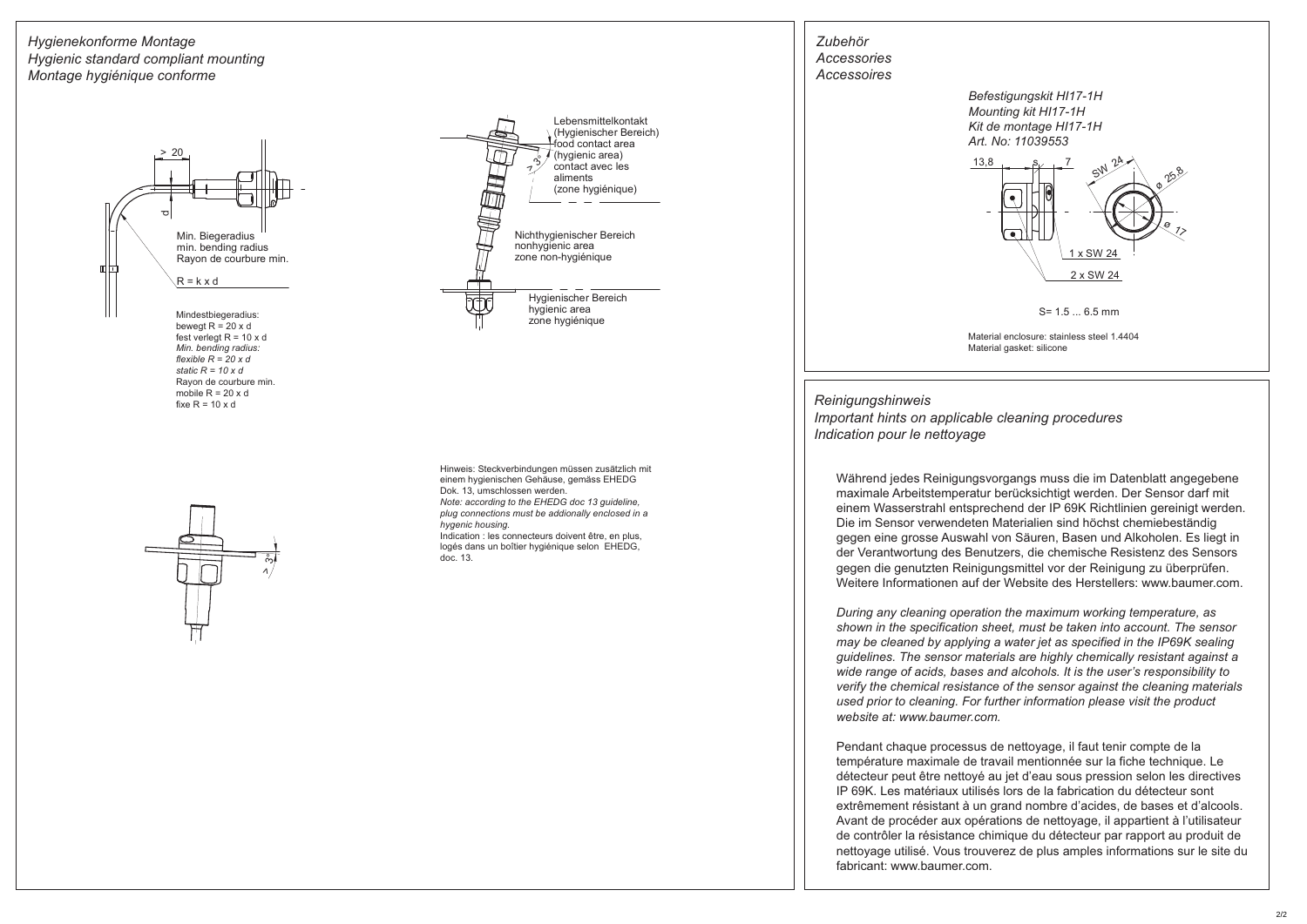## *Hygienekonforme Montage*
## *Hygienic standard compliant mounting*
## *Montage hygiénique conforme*

> 20

d

Min. Biegeradius
min. bending radius
Rayon de courbure min.

R = k x d

Mindestbiegeradius:
bewegt R = 20 x d
fest verlegt R = 10 x d
*Min. bending radius:*
*flexible R = 20 x d*
*static R = 10 x d*
Rayon de courbure min.
mobile R = 20 x d
fixe R = 10 x d

Lebensmittelkontakt
(Hygienischer Bereich)
food contact area
(hygienic area)
contact avec les
aliments
(zone hygiénique)

> 3°

Nichthygienischer Bereich
nonhygienic area
zone non-hygiénique

Hygienischer Bereich
hygienic area
zone hygiénique

> 3°

Hinweis: Steckverbindungen müssen zusätzlich mit einem hygienischen Gehäuse, gemäss EHEDG Dok. 13, umschlossen werden.
*Note: according to the EHEDG doc 13 guideline, plug connections must be addionally enclosed in a hygienic housing.*
Indication : les connecteurs doivent être, en plus, logés dans un boîtier hygiénique selon EHEDG, doc. 13.

## *Zubehör*
## *Accessories*
## *Accessoires*

*Befestigungskit HI17-1H*
*Mounting kit HI17-1H*
*Kit de montage HI17-1H*
*Art. No: 11039553*

13,8

s

7

SW 24

ø 25,8

ø 17

1 x SW 24

2 x SW 24

S= 1.5 ... 6.5 mm

Material enclosure: stainless steel 1.4404
Material gasket: silicone

## *Reinigungshinweis*
## *Important hints on applicable cleaning procedures*
## *Indication pour le nettoyage*

Während jedes Reinigungsvorgangs muss die im Datenblatt angegebene maximale Arbeitstemperatur berücksichtigt werden. Der Sensor darf mit einem Wasserstrahl entsprechend der IP 69K Richtlinien gereinigt werden. Die im Sensor verwendeten Materialien sind höchst chemiebeständig gegen eine grosse Auswahl von Säuren, Basen und Alkoholen. Es liegt in der Verantwortung des Benutzers, die chemische Resistenz des Sensors gegen die genutzten Reinigungsmittel vor der Reinigung zu überprüfen. Weitere Informationen auf der Website des Herstellers: www.baumer.com.

*During any cleaning operation the maximum working temperature, as shown in the specification sheet, must be taken into account. The sensor may be cleaned by applying a water jet as specified in the IP69K sealing guidelines. The sensor materials are highly chemically resistant against a wide range of acids, bases and alcohols. It is the user's responsibility to verify the chemical resistance of the sensor against the cleaning materials used prior to cleaning. For further information please visit the product website at: www.baumer.com.*

Pendant chaque processus de nettoyage, il faut tenir compte de la température maximale de travail mentionnée sur la fiche technique. Le détecteur peut être nettoyé au jet d'eau sous pression selon les directives IP 69K. Les matériaux utilisés lors de la fabrication du détecteur sont extrêmement résistant à un grand nombre d'acides, de bases et d'alcools. Avant de procéder aux opérations de nettoyage, il appartient à l'utilisateur de contrôler la résistance chimique du détecteur par rapport au produit de nettoyage utilisé. Vous trouverez de plus amples informations sur le site du fabricant: www.baumer.com.